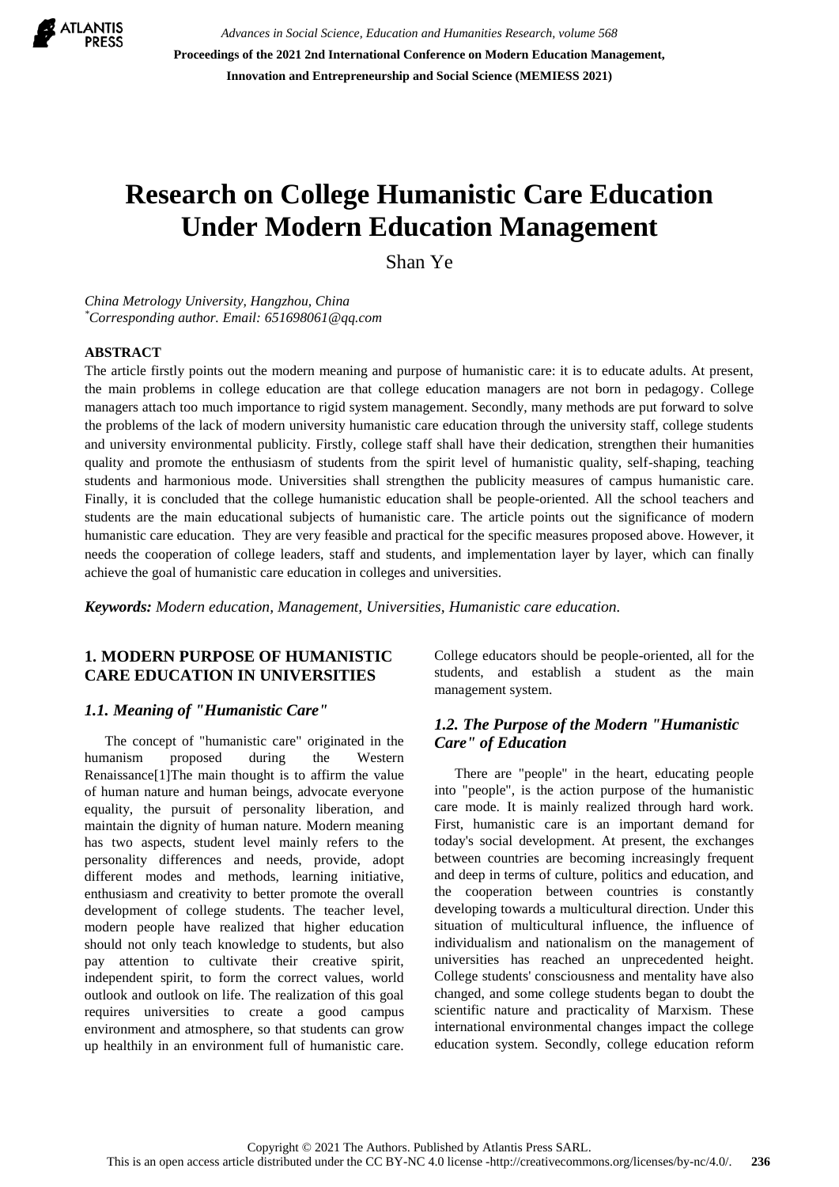# Research on College Humanistic Care Education Under Modern Education Management

Shan Ye

*China Metrology University, Hangzhou, China*
*[*]Corresponding author. Email: 651698061@qq.com*

**ABSTRACT**

The article firstly points out the modern meaning and purpose of humanistic care: it is to educate adults. At present, the main problems in college education are that college education managers are not born in pedagogy. College managers attach too much importance to rigid system management. Secondly, many methods are put forward to solve the problems of the lack of modern university humanistic care education through the university staff, college students and university environmental publicity. Firstly, college staff shall have their dedication, strengthen their humanities quality and promote the enthusiasm of students from the spirit level of humanistic quality, self-shaping, teaching students and harmonious mode. Universities shall strengthen the publicity measures of campus humanistic care. Finally, it is concluded that the college humanistic education shall be people-oriented. All the school teachers and students are the main educational subjects of humanistic care. The article points out the significance of modern humanistic care education. They are very feasible and practical for the specific measures proposed above. However, it needs the cooperation of college leaders, staff and students, and implementation layer by layer, which can finally achieve the goal of humanistic care education in colleges and universities.

***Keywords:** Modern education, Management, Universities, Humanistic care education.*

## 1. MODERN PURPOSE OF HUMANISTIC CARE EDUCATION IN UNIVERSITIES

### *1.1. Meaning of "Humanistic Care"*

The concept of "humanistic care" originated in the humanism proposed during the Western Renaissance[1]The main thought is to affirm the value of human nature and human beings, advocate everyone equality, the pursuit of personality liberation, and maintain the dignity of human nature. Modern meaning has two aspects, student level mainly refers to the personality differences and needs, provide, adopt different modes and methods, learning initiative, enthusiasm and creativity to better promote the overall development of college students. The teacher level, modern people have realized that higher education should not only teach knowledge to students, but also pay attention to cultivate their creative spirit, independent spirit, to form the correct values, world outlook and outlook on life. The realization of this goal requires universities to create a good campus environment and atmosphere, so that students can grow up healthily in an environment full of humanistic care. College educators should be people-oriented, all for the students, and establish a student as the main management system.

### *1.2. The Purpose of the Modern "Humanistic Care" of Education*

There are "people" in the heart, educating people into "people", is the action purpose of the humanistic care mode. It is mainly realized through hard work. First, humanistic care is an important demand for today's social development. At present, the exchanges between countries are becoming increasingly frequent and deep in terms of culture, politics and education, and the cooperation between countries is constantly developing towards a multicultural direction. Under this situation of multicultural influence, the influence of individualism and nationalism on the management of universities has reached an unprecedented height. College students' consciousness and mentality have also changed, and some college students began to doubt the scientific nature and practicality of Marxism. These international environmental changes impact the college education system. Secondly, college education reform

Copyright © 2021 The Authors. Published by Atlantis Press SARL.
This is an open access article distributed under the CC BY-NC 4.0 license -http://creativecommons.org/licenses/by-nc/4.0/.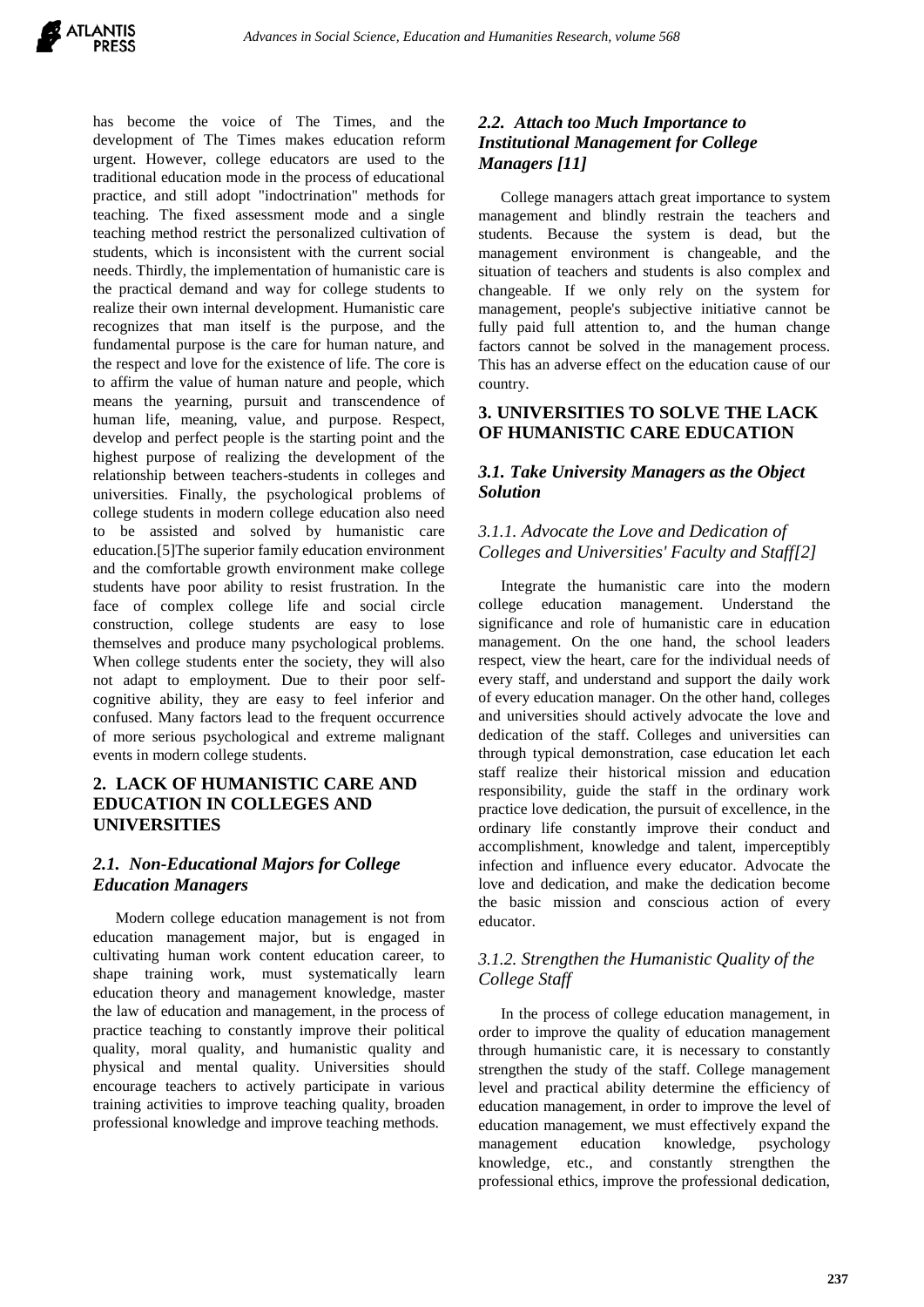has become the voice of The Times, and the development of The Times makes education reform urgent. However, college educators are used to the traditional education mode in the process of educational practice, and still adopt "indoctrination" methods for teaching. The fixed assessment mode and a single teaching method restrict the personalized cultivation of students, which is inconsistent with the current social needs. Thirdly, the implementation of humanistic care is the practical demand and way for college students to realize their own internal development. Humanistic care recognizes that man itself is the purpose, and the fundamental purpose is the care for human nature, and the respect and love for the existence of life. The core is to affirm the value of human nature and people, which means the yearning, pursuit and transcendence of human life, meaning, value, and purpose. Respect, develop and perfect people is the starting point and the highest purpose of realizing the development of the relationship between teachers-students in colleges and universities. Finally, the psychological problems of college students in modern college education also need to be assisted and solved by humanistic care education.[5]The superior family education environment and the comfortable growth environment make college students have poor ability to resist frustration. In the face of complex college life and social circle construction, college students are easy to lose themselves and produce many psychological problems. When college students enter the society, they will also not adapt to employment. Due to their poor self-cognitive ability, they are easy to feel inferior and confused. Many factors lead to the frequent occurrence of more serious psychological and extreme malignant events in modern college students.

## 2. LACK OF HUMANISTIC CARE AND EDUCATION IN COLLEGES AND UNIVERSITIES

### *2.1. Non-Educational Majors for College Education Managers*

Modern college education management is not from education management major, but is engaged in cultivating human work content education career, to shape training work, must systematically learn education theory and management knowledge, master the law of education and management, in the process of practice teaching to constantly improve their political quality, moral quality, and humanistic quality and physical and mental quality. Universities should encourage teachers to actively participate in various training activities to improve teaching quality, broaden professional knowledge and improve teaching methods.

### *2.2. Attach too Much Importance to Institutional Management for College Managers [11]*

College managers attach great importance to system management and blindly restrain the teachers and students. Because the system is dead, but the management environment is changeable, and the situation of teachers and students is also complex and changeable. If we only rely on the system for management, people's subjective initiative cannot be fully paid full attention to, and the human change factors cannot be solved in the management process. This has an adverse effect on the education cause of our country.

## 3. UNIVERSITIES TO SOLVE THE LACK OF HUMANISTIC CARE EDUCATION

### *3.1. Take University Managers as the Object Solution*

#### *3.1.1. Advocate the Love and Dedication of Colleges and Universities' Faculty and Staff[2]*

Integrate the humanistic care into the modern college education management. Understand the significance and role of humanistic care in education management. On the one hand, the school leaders respect, view the heart, care for the individual needs of every staff, and understand and support the daily work of every education manager. On the other hand, colleges and universities should actively advocate the love and dedication of the staff. Colleges and universities can through typical demonstration, case education let each staff realize their historical mission and education responsibility, guide the staff in the ordinary work practice love dedication, the pursuit of excellence, in the ordinary life constantly improve their conduct and accomplishment, knowledge and talent, imperceptibly infection and influence every educator. Advocate the love and dedication, and make the dedication become the basic mission and conscious action of every educator.

#### *3.1.2. Strengthen the Humanistic Quality of the College Staff*

In the process of college education management, in order to improve the quality of education management through humanistic care, it is necessary to constantly strengthen the study of the staff. College management level and practical ability determine the efficiency of education management, in order to improve the level of education management, we must effectively expand the management education knowledge, psychology knowledge, etc., and constantly strengthen the professional ethics, improve the professional dedication,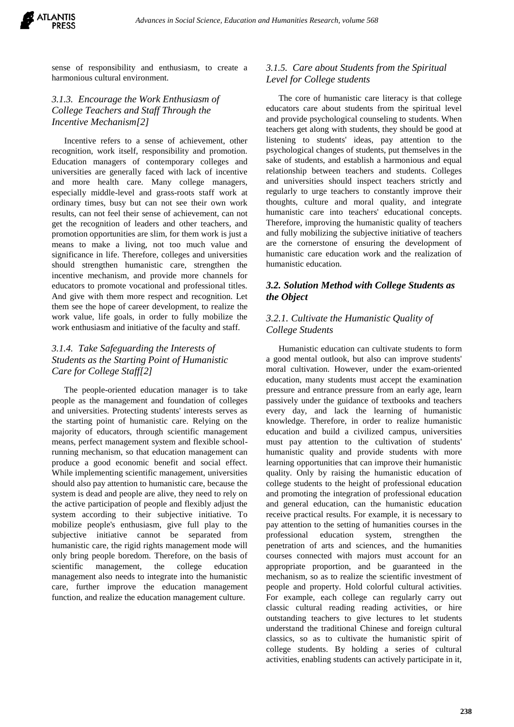sense of responsibility and enthusiasm, to create a harmonious cultural environment.

### *3.1.3. Encourage the Work Enthusiasm of College Teachers and Staff Through the Incentive Mechanism[2]*

Incentive refers to a sense of achievement, other recognition, work itself, responsibility and promotion. Education managers of contemporary colleges and universities are generally faced with lack of incentive and more health care. Many college managers, especially middle-level and grass-roots staff work at ordinary times, busy but can not see their own work results, can not feel their sense of achievement, can not get the recognition of leaders and other teachers, and promotion opportunities are slim, for them work is just a means to make a living, not too much value and significance in life. Therefore, colleges and universities should strengthen humanistic care, strengthen the incentive mechanism, and provide more channels for educators to promote vocational and professional titles. And give with them more respect and recognition. Let them see the hope of career development, to realize the work value, life goals, in order to fully mobilize the work enthusiasm and initiative of the faculty and staff.

### *3.1.4. Take Safeguarding the Interests of Students as the Starting Point of Humanistic Care for College Staff[2]*

The people-oriented education manager is to take people as the management and foundation of colleges and universities. Protecting students' interests serves as the starting point of humanistic care. Relying on the majority of educators, through scientific management means, perfect management system and flexible school-running mechanism, so that education management can produce a good economic benefit and social effect. While implementing scientific management, universities should also pay attention to humanistic care, because the system is dead and people are alive, they need to rely on the active participation of people and flexibly adjust the system according to their subjective initiative. To mobilize people's enthusiasm, give full play to the subjective initiative cannot be separated from humanistic care, the rigid rights management mode will only bring people boredom. Therefore, on the basis of scientific management, the college education management also needs to integrate into the humanistic care, further improve the education management function, and realize the education management culture.

### *3.1.5. Care about Students from the Spiritual Level for College students*

The core of humanistic care literacy is that college educators care about students from the spiritual level and provide psychological counseling to students. When teachers get along with students, they should be good at listening to students' ideas, pay attention to the psychological changes of students, put themselves in the sake of students, and establish a harmonious and equal relationship between teachers and students. Colleges and universities should inspect teachers strictly and regularly to urge teachers to constantly improve their thoughts, culture and moral quality, and integrate humanistic care into teachers' educational concepts. Therefore, improving the humanistic quality of teachers and fully mobilizing the subjective initiative of teachers are the cornerstone of ensuring the development of humanistic care education work and the realization of humanistic education.

## ***3.2. Solution Method with College Students as the Object***

### *3.2.1. Cultivate the Humanistic Quality of College Students*

Humanistic education can cultivate students to form a good mental outlook, but also can improve students' moral cultivation. However, under the exam-oriented education, many students must accept the examination pressure and entrance pressure from an early age, learn passively under the guidance of textbooks and teachers every day, and lack the learning of humanistic knowledge. Therefore, in order to realize humanistic education and build a civilized campus, universities must pay attention to the cultivation of students' humanistic quality and provide students with more learning opportunities that can improve their humanistic quality. Only by raising the humanistic education of college students to the height of professional education and promoting the integration of professional education and general education, can the humanistic education receive practical results. For example, it is necessary to pay attention to the setting of humanities courses in the professional education system, strengthen the penetration of arts and sciences, and the humanities courses connected with majors must account for an appropriate proportion, and be guaranteed in the mechanism, so as to realize the scientific investment of people and property. Hold colorful cultural activities. For example, each college can regularly carry out classic cultural reading reading activities, or hire outstanding teachers to give lectures to let students understand the traditional Chinese and foreign cultural classics, so as to cultivate the humanistic spirit of college students. By holding a series of cultural activities, enabling students can actively participate in it,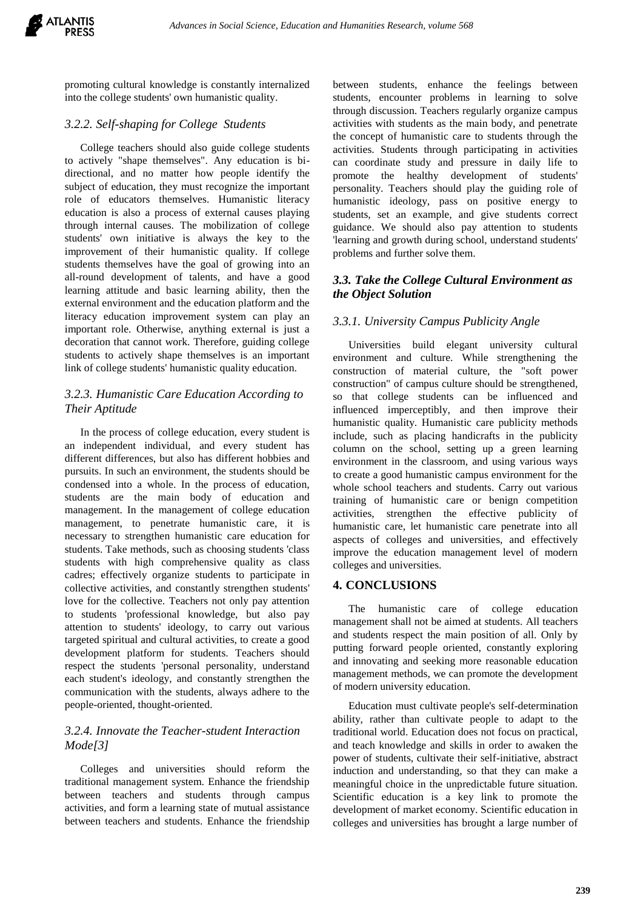promoting cultural knowledge is constantly internalized into the college students' own humanistic quality.

### *3.2.2. Self-shaping for College Students*

College teachers should also guide college students to actively "shape themselves". Any education is bi-directional, and no matter how people identify the subject of education, they must recognize the important role of educators themselves. Humanistic literacy education is also a process of external causes playing through internal causes. The mobilization of college students' own initiative is always the key to the improvement of their humanistic quality. If college students themselves have the goal of growing into an all-round development of talents, and have a good learning attitude and basic learning ability, then the external environment and the education platform and the literacy education improvement system can play an important role. Otherwise, anything external is just a decoration that cannot work. Therefore, guiding college students to actively shape themselves is an important link of college students' humanistic quality education.

### *3.2.3. Humanistic Care Education According to Their Aptitude*

In the process of college education, every student is an independent individual, and every student has different differences, but also has different hobbies and pursuits. In such an environment, the students should be condensed into a whole. In the process of education, students are the main body of education and management. In the management of college education management, to penetrate humanistic care, it is necessary to strengthen humanistic care education for students. Take methods, such as choosing students 'class students with high comprehensive quality as class cadres; effectively organize students to participate in collective activities, and constantly strengthen students' love for the collective. Teachers not only pay attention to students 'professional knowledge, but also pay attention to students' ideology, to carry out various targeted spiritual and cultural activities, to create a good development platform for students. Teachers should respect the students 'personal personality, understand each student's ideology, and constantly strengthen the communication with the students, always adhere to the people-oriented, thought-oriented.

### *3.2.4. Innovate the Teacher-student Interaction Mode[3]*

Colleges and universities should reform the traditional management system. Enhance the friendship between teachers and students through campus activities, and form a learning state of mutual assistance between teachers and students. Enhance the friendship between students, enhance the feelings between students, encounter problems in learning to solve through discussion. Teachers regularly organize campus activities with students as the main body, and penetrate the concept of humanistic care to students through the activities. Students through participating in activities can coordinate study and pressure in daily life to promote the healthy development of students' personality. Teachers should play the guiding role of humanistic ideology, pass on positive energy to students, set an example, and give students correct guidance. We should also pay attention to students 'learning and growth during school, understand students' problems and further solve them.

## *3.3. Take the College Cultural Environment as the Object Solution*

### *3.3.1. University Campus Publicity Angle*

Universities build elegant university cultural environment and culture. While strengthening the construction of material culture, the "soft power construction" of campus culture should be strengthened, so that college students can be influenced and influenced imperceptibly, and then improve their humanistic quality. Humanistic care publicity methods include, such as placing handicrafts in the publicity column on the school, setting up a green learning environment in the classroom, and using various ways to create a good humanistic campus environment for the whole school teachers and students. Carry out various training of humanistic care or benign competition activities, strengthen the effective publicity of humanistic care, let humanistic care penetrate into all aspects of colleges and universities, and effectively improve the education management level of modern colleges and universities.

## 4. CONCLUSIONS

The humanistic care of college education management shall not be aimed at students. All teachers and students respect the main position of all. Only by putting forward people oriented, constantly exploring and innovating and seeking more reasonable education management methods, we can promote the development of modern university education.

Education must cultivate people's self-determination ability, rather than cultivate people to adapt to the traditional world. Education does not focus on practical, and teach knowledge and skills in order to awaken the power of students, cultivate their self-initiative, abstract induction and understanding, so that they can make a meaningful choice in the unpredictable future situation. Scientific education is a key link to promote the development of market economy. Scientific education in colleges and universities has brought a large number of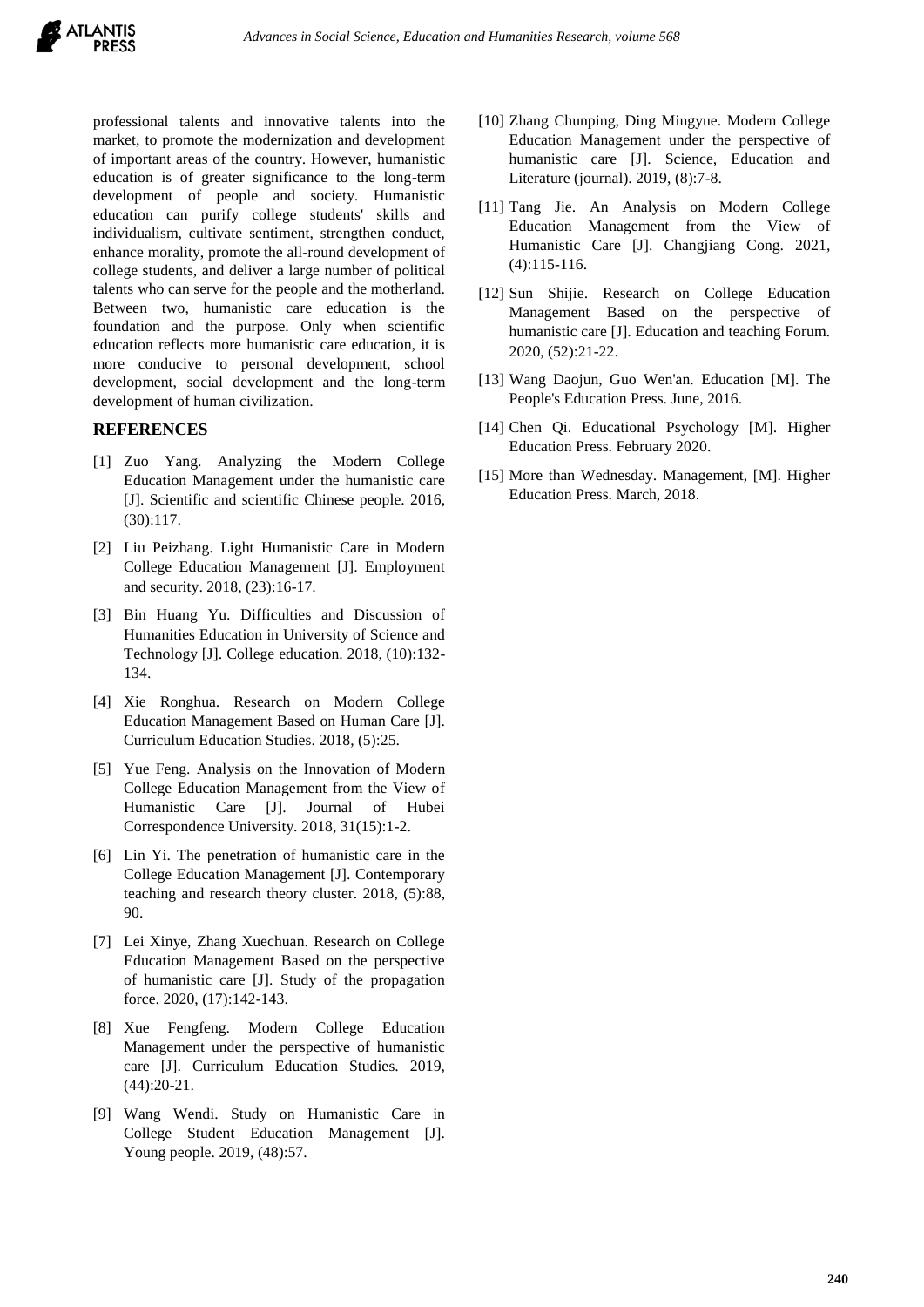professional talents and innovative talents into the market, to promote the modernization and development of important areas of the country. However, humanistic education is of greater significance to the long-term development of people and society. Humanistic education can purify college students' skills and individualism, cultivate sentiment, strengthen conduct, enhance morality, promote the all-round development of college students, and deliver a large number of political talents who can serve for the people and the motherland. Between two, humanistic care education is the foundation and the purpose. Only when scientific education reflects more humanistic care education, it is more conducive to personal development, school development, social development and the long-term development of human civilization.

## REFERENCES

[1] Zuo Yang. Analyzing the Modern College Education Management under the humanistic care [J]. Scientific and scientific Chinese people. 2016, (30):117.

[2] Liu Peizhang. Light Humanistic Care in Modern College Education Management [J]. Employment and security. 2018, (23):16-17.

[3] Bin Huang Yu. Difficulties and Discussion of Humanities Education in University of Science and Technology [J]. College education. 2018, (10):132-134.

[4] Xie Ronghua. Research on Modern College Education Management Based on Human Care [J]. Curriculum Education Studies. 2018, (5):25.

[5] Yue Feng. Analysis on the Innovation of Modern College Education Management from the View of Humanistic Care [J]. Journal of Hubei Correspondence University. 2018, 31(15):1-2.

[6] Lin Yi. The penetration of humanistic care in the College Education Management [J]. Contemporary teaching and research theory cluster. 2018, (5):88, 90.

[7] Lei Xinye, Zhang Xuechuan. Research on College Education Management Based on the perspective of humanistic care [J]. Study of the propagation force. 2020, (17):142-143.

[8] Xue Fengfeng. Modern College Education Management under the perspective of humanistic care [J]. Curriculum Education Studies. 2019, (44):20-21.

[9] Wang Wendi. Study on Humanistic Care in College Student Education Management [J]. Young people. 2019, (48):57.

[10] Zhang Chunping, Ding Mingyue. Modern College Education Management under the perspective of humanistic care [J]. Science, Education and Literature (journal). 2019, (8):7-8.

[11] Tang Jie. An Analysis on Modern College Education Management from the View of Humanistic Care [J]. Changjiang Cong. 2021, (4):115-116.

[12] Sun Shijie. Research on College Education Management Based on the perspective of humanistic care [J]. Education and teaching Forum. 2020, (52):21-22.

[13] Wang Daojun, Guo Wen'an. Education [M]. The People's Education Press. June, 2016.

[14] Chen Qi. Educational Psychology [M]. Higher Education Press. February 2020.

[15] More than Wednesday. Management, [M]. Higher Education Press. March, 2018.